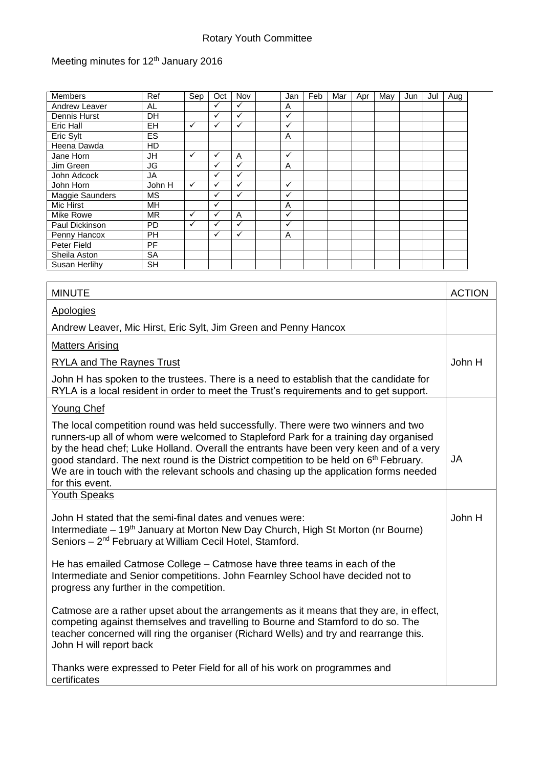Rotary Youth Committee

Meeting minutes for 12th January 2016

| Members | Ref | Sep | Oct | Nov | | Jan | Feb | Mar | Apr | May | Jun | Jul | Aug |
|---|---|---|---|---|---|---|---|---|---|---|---|---|---|
| Andrew Leaver | AL | | ✓ | ✓ | | A | | | | | | | |
| Dennis Hurst | DH | | ✓ | ✓ | | ✓ | | | | | | | |
| Eric Hall | EH | ✓ | ✓ | ✓ | | ✓ | | | | | | | |
| Eric Sylt | ES | | | | | A | | | | | | | |
| Heena Dawda | HD | | | | | | | | | | | | |
| Jane Horn | JH | ✓ | ✓ | A | | ✓ | | | | | | | |
| Jim Green | JG | | ✓ | ✓ | | A | | | | | | | |
| John Adcock | JA | | ✓ | ✓ | | | | | | | | | |
| John Horn | John H | ✓ | ✓ | ✓ | | ✓ | | | | | | | |
| Maggie Saunders | MS | | ✓ | ✓ | | ✓ | | | | | | | |
| Mic Hirst | MH | | ✓ | | | A | | | | | | | |
| Mike Rowe | MR | ✓ | ✓ | A | | ✓ | | | | | | | |
| Paul Dickinson | PD | ✓ | ✓ | ✓ | | ✓ | | | | | | | |
| Penny Hancox | PH | | ✓ | ✓ | | A | | | | | | | |
| Peter Field | PF | | | | | | | | | | | | |
| Sheila Aston | SA | | | | | | | | | | | | |
| Susan Herlihy | SH | | | | | | | | | | | | |

| MINUTE | ACTION |
|---|---|
| **Apologies**<br><br>Andrew Leaver, Mic Hirst, Eric Sylt, Jim Green and Penny Hancox | |
| **Matters Arising**<br><br>**RYLA and The Raynes Trust**<br><br>John H has spoken to the trustees. There is a need to establish that the candidate for RYLA is a local resident in order to meet the Trust's requirements and to get support. | John H |
| **Young Chef**<br><br>The local competition round was held successfully. There were two winners and two runners-up all of whom were welcomed to Stapleford Park for a training day organised by the head chef; Luke Holland. Overall the entrants have been very keen and of a very good standard. The next round is the District competition to be held on 6th February. We are in touch with the relevant schools and chasing up the application forms needed for this event. | JA |
| **Youth Speaks**<br><br>John H stated that the semi-final dates and venues were:<br>Intermediate – 19th January at Morton New Day Church, High St Morton (nr Bourne)<br>Seniors – 2nd February at William Cecil Hotel, Stamford.<br><br>He has emailed Catmose College – Catmose have three teams in each of the Intermediate and Senior competitions. John Fearnley School have decided not to progress any further in the competition.<br><br>Catmose are a rather upset about the arrangements as it means that they are, in effect, competing against themselves and travelling to Bourne and Stamford to do so. The teacher concerned will ring the organiser (Richard Wells) and try and rearrange this. John H will report back<br><br>Thanks were expressed to Peter Field for all of his work on programmes and certificates | John H |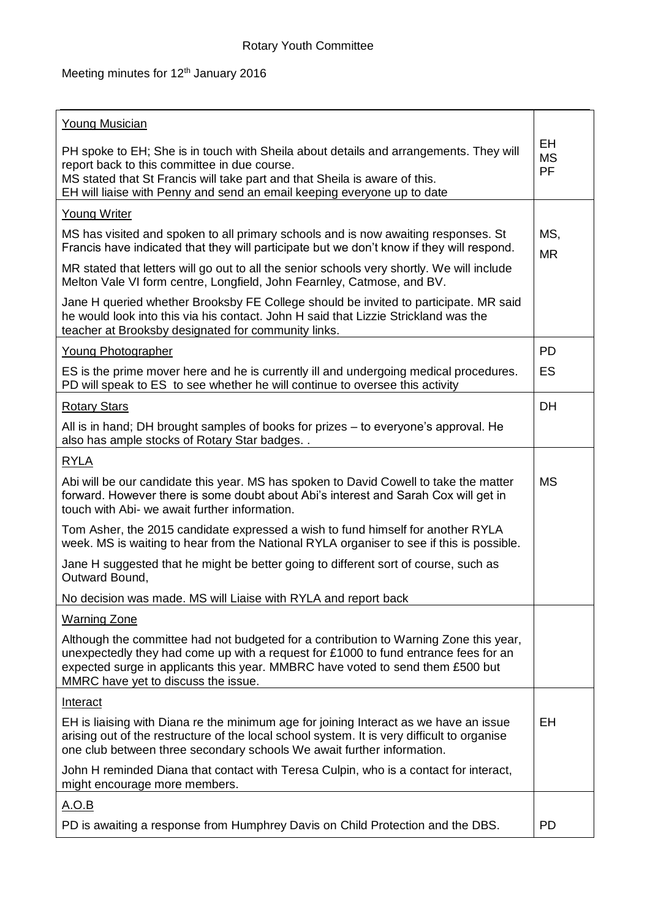Rotary Youth Committee

Meeting minutes for 12th January 2016

| | |
|---|---|
| Young Musician<br><br>PH spoke to EH; She is in touch with Sheila about details and arrangements. They will report back to this committee in due course.<br>MS stated that St Francis will take part and that Sheila is aware of this.<br>EH will liaise with Penny and send an email keeping everyone up to date | EH<br>MS<br>PF |
| Young Writer<br><br>MS has visited and spoken to all primary schools and is now awaiting responses. St Francis have indicated that they will participate but we don't know if they will respond.<br><br>MR stated that letters will go out to all the senior schools very shortly. We will include Melton Vale VI form centre, Longfield, John Fearnley, Catmose, and BV.<br><br>Jane H queried whether Brooksby FE College should be invited to participate. MR said he would look into this via his contact. John H said that Lizzie Strickland was the teacher at Brooksby designated for community links. | MS,<br>MR |
| Young Photographer<br><br>ES is the prime mover here and he is currently ill and undergoing medical procedures. PD will speak to ES to see whether he will continue to oversee this activity | PD<br>ES |
| Rotary Stars<br><br>All is in hand; DH brought samples of books for prizes – to everyone's approval. He also has ample stocks of Rotary Star badges. . | DH |
| RYLA<br><br>Abi will be our candidate this year. MS has spoken to David Cowell to take the matter forward. However there is some doubt about Abi's interest and Sarah Cox will get in touch with Abi- we await further information.<br><br>Tom Asher, the 2015 candidate expressed a wish to fund himself for another RYLA week. MS is waiting to hear from the National RYLA organiser to see if this is possible.<br><br>Jane H suggested that he might be better going to different sort of course, such as Outward Bound,<br><br>No decision was made. MS will Liaise with RYLA and report back | MS |
| Warning Zone<br><br>Although the committee had not budgeted for a contribution to Warning Zone this year, unexpectedly they had come up with a request for £1000 to fund entrance fees for an expected surge in applicants this year. MMBRC have voted to send them £500 but MMRC have yet to discuss the issue. | |
| Interact<br><br>EH is liaising with Diana re the minimum age for joining Interact as we have an issue arising out of the restructure of the local school system. It is very difficult to organise one club between three secondary schools We await further information.<br><br>John H reminded Diana that contact with Teresa Culpin, who is a contact for interact, might encourage more members. | EH |
| A.O.B<br><br>PD is awaiting a response from Humphrey Davis on Child Protection and the DBS. | PD |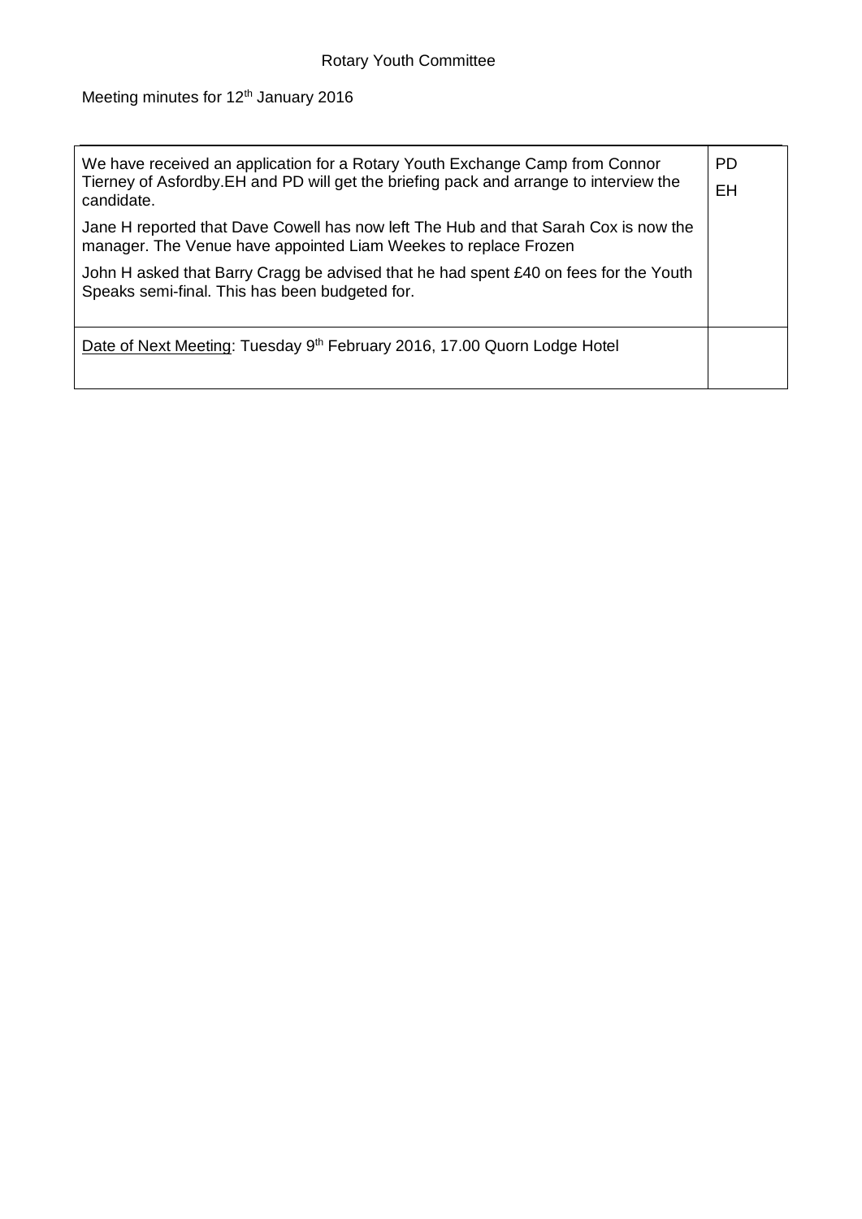Rotary Youth Committee

Meeting minutes for 12th January 2016

| | |
|---|---|
| We have received an application for a Rotary Youth Exchange Camp from Connor Tierney of Asfordby.EH and PD will get the briefing pack and arrange to interview the candidate.<br><br>Jane H reported that Dave Cowell has now left The Hub and that Sarah Cox is now the manager. The Venue have appointed Liam Weekes to replace Frozen<br><br>John H asked that Barry Cragg be advised that he had spent £40 on fees for the Youth Speaks semi-final. This has been budgeted for. | PD<br>EH |
| Date of Next Meeting: Tuesday 9th February 2016, 17.00 Quorn Lodge Hotel | |